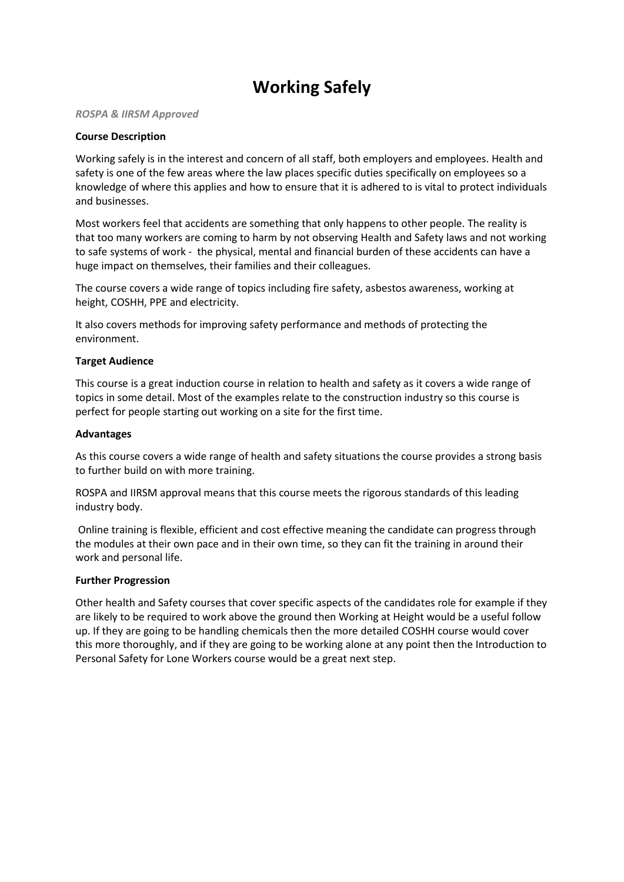# Working Safely

*ROSPA & IIRSM Approved*

**Course Description**

Working safely is in the interest and concern of all staff, both employers and employees. Health and safety is one of the few areas where the law places specific duties specifically on employees so a knowledge of where this applies and how to ensure that it is adhered to is vital to protect individuals and businesses.

Most workers feel that accidents are something that only happens to other people. The reality is that too many workers are coming to harm by not observing Health and Safety laws and not working to safe systems of work - the physical, mental and financial burden of these accidents can have a huge impact on themselves, their families and their colleagues.

The course covers a wide range of topics including fire safety, asbestos awareness, working at height, COSHH, PPE and electricity.

It also covers methods for improving safety performance and methods of protecting the environment.

**Target Audience**

This course is a great induction course in relation to health and safety as it covers a wide range of topics in some detail. Most of the examples relate to the construction industry so this course is perfect for people starting out working on a site for the first time.

**Advantages**

As this course covers a wide range of health and safety situations the course provides a strong basis to further build on with more training.

ROSPA and IIRSM approval means that this course meets the rigorous standards of this leading industry body.

Online training is flexible, efficient and cost effective meaning the candidate can progress through the modules at their own pace and in their own time, so they can fit the training in around their work and personal life.

**Further Progression**

Other health and Safety courses that cover specific aspects of the candidates role for example if they are likely to be required to work above the ground then Working at Height would be a useful follow up. If they are going to be handling chemicals then the more detailed COSHH course would cover this more thoroughly, and if they are going to be working alone at any point then the Introduction to Personal Safety for Lone Workers course would be a great next step.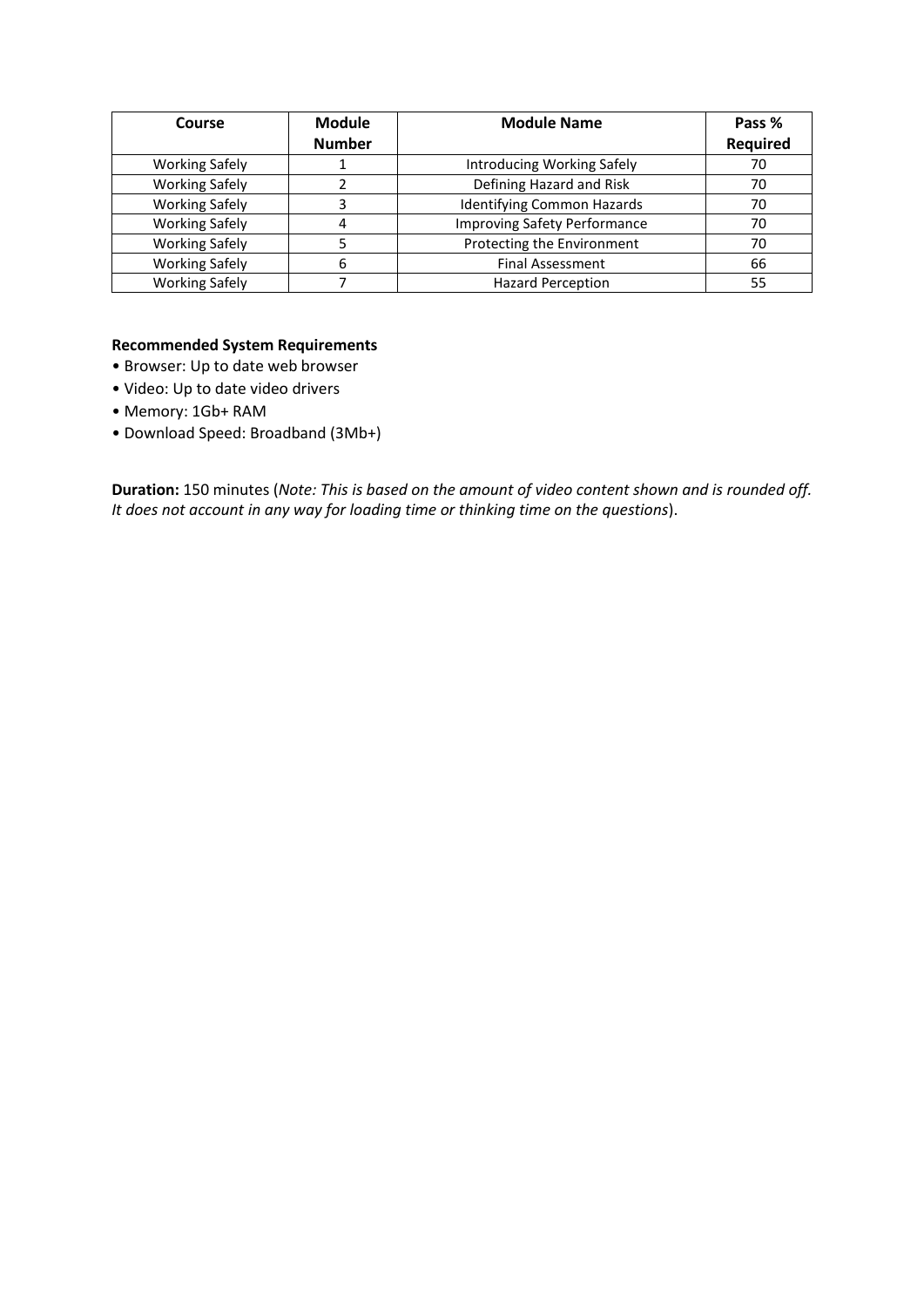| Course | Module Number | Module Name | Pass % Required |
|---|---|---|---|
| Working Safely | 1 | Introducing Working Safely | 70 |
| Working Safely | 2 | Defining Hazard and Risk | 70 |
| Working Safely | 3 | Identifying Common Hazards | 70 |
| Working Safely | 4 | Improving Safety Performance | 70 |
| Working Safely | 5 | Protecting the Environment | 70 |
| Working Safely | 6 | Final Assessment | 66 |
| Working Safely | 7 | Hazard Perception | 55 |

**Recommended System Requirements**

- Browser: Up to date web browser
- Video: Up to date video drivers
- Memory: 1Gb+ RAM
- Download Speed: Broadband (3Mb+)

**Duration:** 150 minutes (*Note: This is based on the amount of video content shown and is rounded off. It does not account in any way for loading time or thinking time on the questions*).